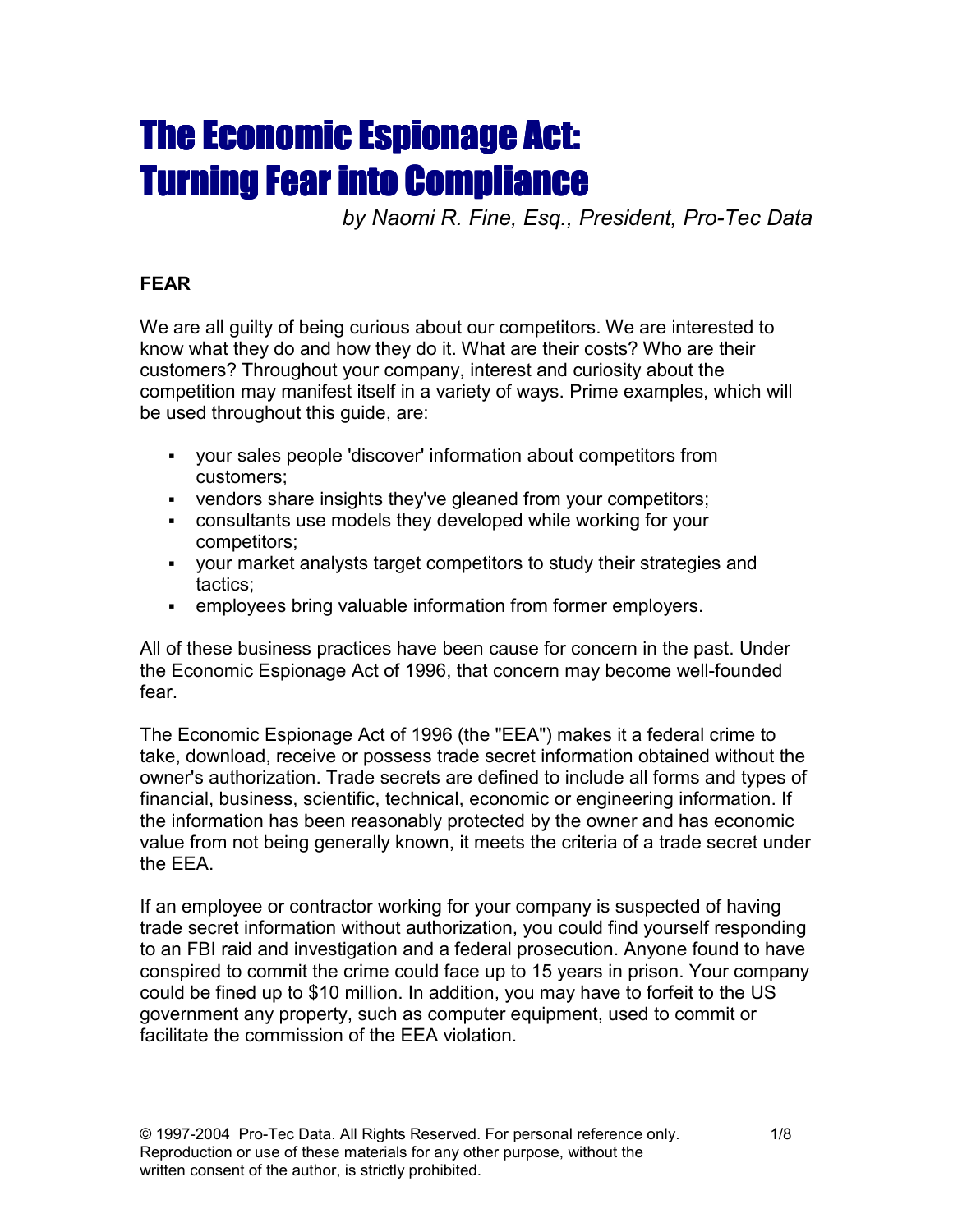# The Economic Espionage Act: Turning Fear into Compliance

*by Naomi R. Fine, Esq., President, Pro-Tec Data*

**FEAR**

We are all guilty of being curious about our competitors. We are interested to know what they do and how they do it. What are their costs? Who are their customers? Throughout your company, interest and curiosity about the competition may manifest itself in a variety of ways. Prime examples, which will be used throughout this guide, are:

- your sales people 'discover' information about competitors from customers;
- vendors share insights they've gleaned from your competitors;
- consultants use models they developed while working for your competitors;
- your market analysts target competitors to study their strategies and tactics;
- employees bring valuable information from former employers.

All of these business practices have been cause for concern in the past. Under the Economic Espionage Act of 1996, that concern may become well-founded fear.

The Economic Espionage Act of 1996 (the "EEA") makes it a federal crime to take, download, receive or possess trade secret information obtained without the owner's authorization. Trade secrets are defined to include all forms and types of financial, business, scientific, technical, economic or engineering information. If the information has been reasonably protected by the owner and has economic value from not being generally known, it meets the criteria of a trade secret under the EEA.

If an employee or contractor working for your company is suspected of having trade secret information without authorization, you could find yourself responding to an FBI raid and investigation and a federal prosecution. Anyone found to have conspired to commit the crime could face up to 15 years in prison. Your company could be fined up to $10 million. In addition, you may have to forfeit to the US government any property, such as computer equipment, used to commit or facilitate the commission of the EEA violation.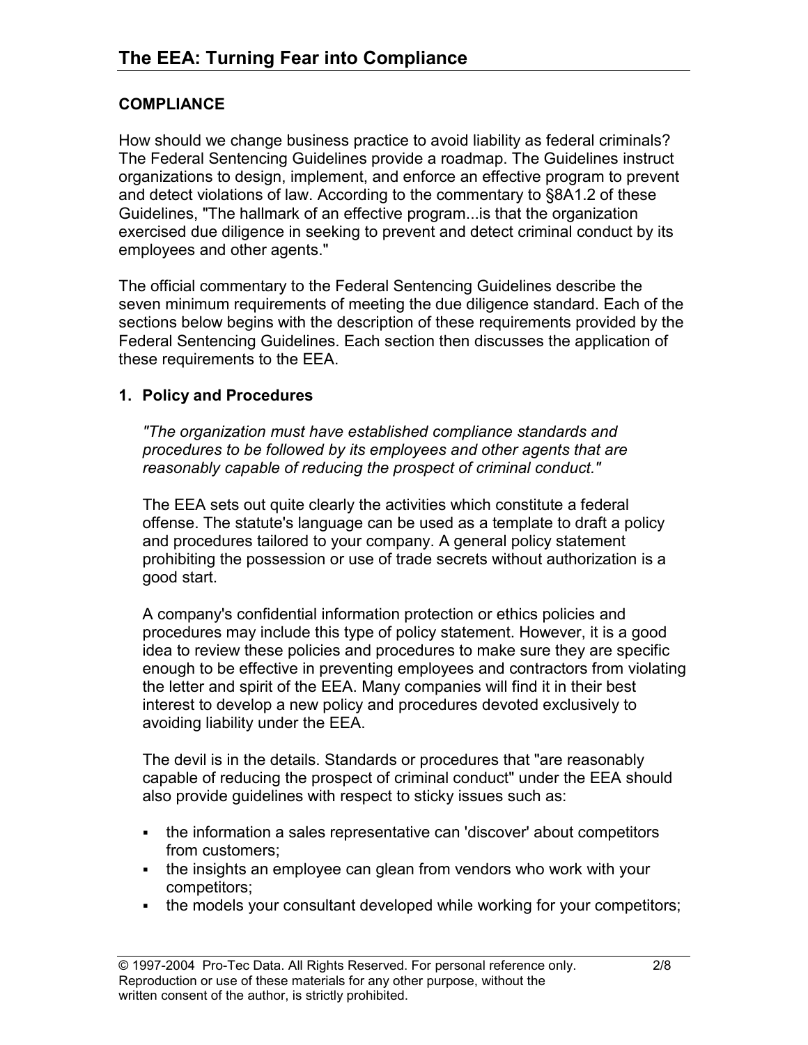## COMPLIANCE

How should we change business practice to avoid liability as federal criminals? The Federal Sentencing Guidelines provide a roadmap. The Guidelines instruct organizations to design, implement, and enforce an effective program to prevent and detect violations of law. According to the commentary to §8A1.2 of these Guidelines, "The hallmark of an effective program...is that the organization exercised due diligence in seeking to prevent and detect criminal conduct by its employees and other agents."

The official commentary to the Federal Sentencing Guidelines describe the seven minimum requirements of meeting the due diligence standard. Each of the sections below begins with the description of these requirements provided by the Federal Sentencing Guidelines. Each section then discusses the application of these requirements to the EEA.

### 1. Policy and Procedures

*"The organization must have established compliance standards and procedures to be followed by its employees and other agents that are reasonably capable of reducing the prospect of criminal conduct."*

The EEA sets out quite clearly the activities which constitute a federal offense. The statute's language can be used as a template to draft a policy and procedures tailored to your company. A general policy statement prohibiting the possession or use of trade secrets without authorization is a good start.

A company's confidential information protection or ethics policies and procedures may include this type of policy statement. However, it is a good idea to review these policies and procedures to make sure they are specific enough to be effective in preventing employees and contractors from violating the letter and spirit of the EEA. Many companies will find it in their best interest to develop a new policy and procedures devoted exclusively to avoiding liability under the EEA.

The devil is in the details. Standards or procedures that "are reasonably capable of reducing the prospect of criminal conduct" under the EEA should also provide guidelines with respect to sticky issues such as:

- the information a sales representative can 'discover' about competitors from customers;
- the insights an employee can glean from vendors who work with your competitors;
- the models your consultant developed while working for your competitors;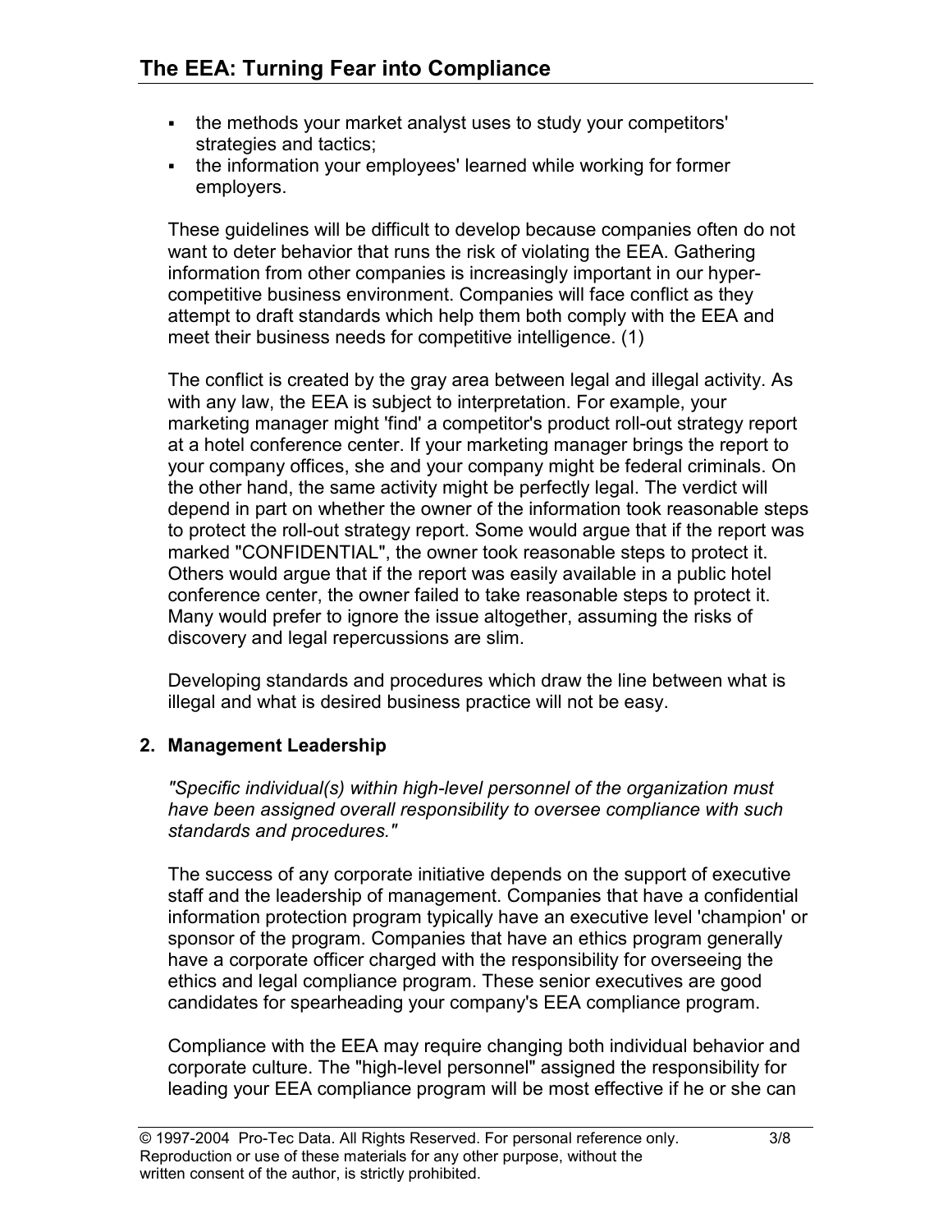- the methods your market analyst uses to study your competitors' strategies and tactics;
- the information your employees' learned while working for former employers.

These guidelines will be difficult to develop because companies often do not want to deter behavior that runs the risk of violating the EEA. Gathering information from other companies is increasingly important in our hyper-competitive business environment. Companies will face conflict as they attempt to draft standards which help them both comply with the EEA and meet their business needs for competitive intelligence. (1)

The conflict is created by the gray area between legal and illegal activity. As with any law, the EEA is subject to interpretation. For example, your marketing manager might 'find' a competitor's product roll-out strategy report at a hotel conference center. If your marketing manager brings the report to your company offices, she and your company might be federal criminals. On the other hand, the same activity might be perfectly legal. The verdict will depend in part on whether the owner of the information took reasonable steps to protect the roll-out strategy report. Some would argue that if the report was marked "CONFIDENTIAL", the owner took reasonable steps to protect it. Others would argue that if the report was easily available in a public hotel conference center, the owner failed to take reasonable steps to protect it. Many would prefer to ignore the issue altogether, assuming the risks of discovery and legal repercussions are slim.

Developing standards and procedures which draw the line between what is illegal and what is desired business practice will not be easy.

## 2. Management Leadership

*"Specific individual(s) within high-level personnel of the organization must have been assigned overall responsibility to oversee compliance with such standards and procedures."*

The success of any corporate initiative depends on the support of executive staff and the leadership of management. Companies that have a confidential information protection program typically have an executive level 'champion' or sponsor of the program. Companies that have an ethics program generally have a corporate officer charged with the responsibility for overseeing the ethics and legal compliance program. These senior executives are good candidates for spearheading your company's EEA compliance program.

Compliance with the EEA may require changing both individual behavior and corporate culture. The "high-level personnel" assigned the responsibility for leading your EEA compliance program will be most effective if he or she can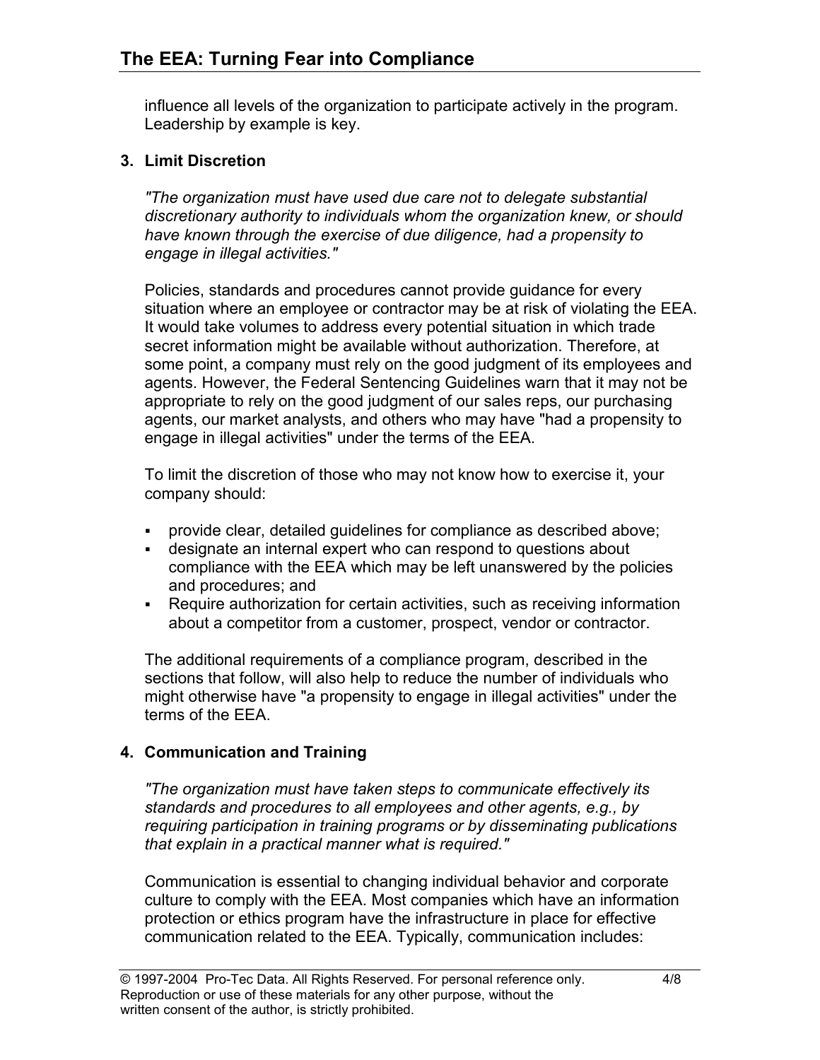influence all levels of the organization to participate actively in the program. Leadership by example is key.

### 3. Limit Discretion

*"The organization must have used due care not to delegate substantial discretionary authority to individuals whom the organization knew, or should have known through the exercise of due diligence, had a propensity to engage in illegal activities."*

Policies, standards and procedures cannot provide guidance for every situation where an employee or contractor may be at risk of violating the EEA. It would take volumes to address every potential situation in which trade secret information might be available without authorization. Therefore, at some point, a company must rely on the good judgment of its employees and agents. However, the Federal Sentencing Guidelines warn that it may not be appropriate to rely on the good judgment of our sales reps, our purchasing agents, our market analysts, and others who may have "had a propensity to engage in illegal activities" under the terms of the EEA.

To limit the discretion of those who may not know how to exercise it, your company should:

- provide clear, detailed guidelines for compliance as described above;
- designate an internal expert who can respond to questions about compliance with the EEA which may be left unanswered by the policies and procedures; and
- Require authorization for certain activities, such as receiving information about a competitor from a customer, prospect, vendor or contractor.

The additional requirements of a compliance program, described in the sections that follow, will also help to reduce the number of individuals who might otherwise have "a propensity to engage in illegal activities" under the terms of the EEA.

### 4. Communication and Training

*"The organization must have taken steps to communicate effectively its standards and procedures to all employees and other agents, e.g., by requiring participation in training programs or by disseminating publications that explain in a practical manner what is required."*

Communication is essential to changing individual behavior and corporate culture to comply with the EEA. Most companies which have an information protection or ethics program have the infrastructure in place for effective communication related to the EEA. Typically, communication includes: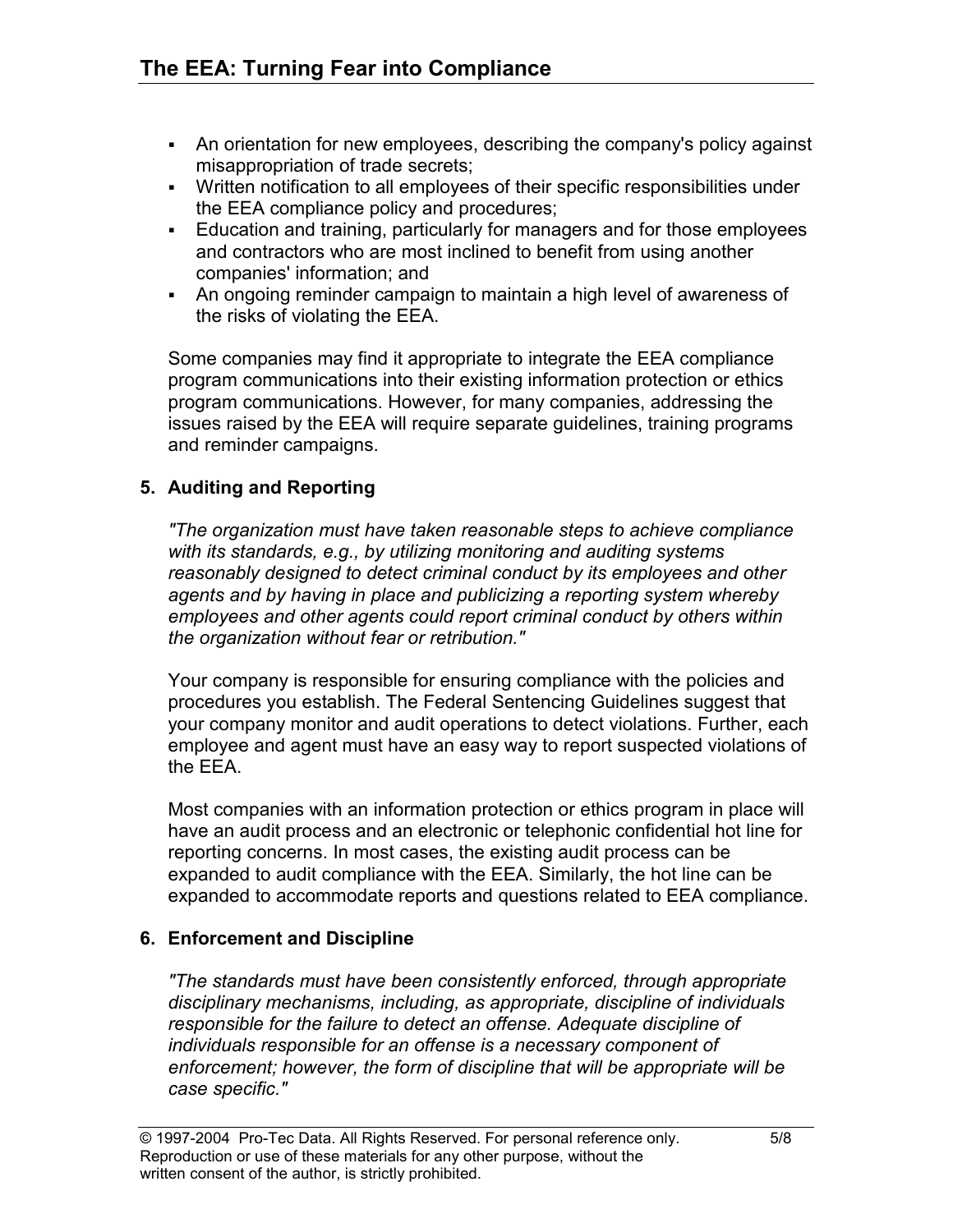- An orientation for new employees, describing the company's policy against misappropriation of trade secrets;
- Written notification to all employees of their specific responsibilities under the EEA compliance policy and procedures;
- Education and training, particularly for managers and for those employees and contractors who are most inclined to benefit from using another companies' information; and
- An ongoing reminder campaign to maintain a high level of awareness of the risks of violating the EEA.

Some companies may find it appropriate to integrate the EEA compliance program communications into their existing information protection or ethics program communications. However, for many companies, addressing the issues raised by the EEA will require separate guidelines, training programs and reminder campaigns.

### 5. Auditing and Reporting

*"The organization must have taken reasonable steps to achieve compliance with its standards, e.g., by utilizing monitoring and auditing systems reasonably designed to detect criminal conduct by its employees and other agents and by having in place and publicizing a reporting system whereby employees and other agents could report criminal conduct by others within the organization without fear or retribution."*

Your company is responsible for ensuring compliance with the policies and procedures you establish. The Federal Sentencing Guidelines suggest that your company monitor and audit operations to detect violations. Further, each employee and agent must have an easy way to report suspected violations of the EEA.

Most companies with an information protection or ethics program in place will have an audit process and an electronic or telephonic confidential hot line for reporting concerns. In most cases, the existing audit process can be expanded to audit compliance with the EEA. Similarly, the hot line can be expanded to accommodate reports and questions related to EEA compliance.

### 6. Enforcement and Discipline

*"The standards must have been consistently enforced, through appropriate disciplinary mechanisms, including, as appropriate, discipline of individuals responsible for the failure to detect an offense. Adequate discipline of individuals responsible for an offense is a necessary component of enforcement; however, the form of discipline that will be appropriate will be case specific."*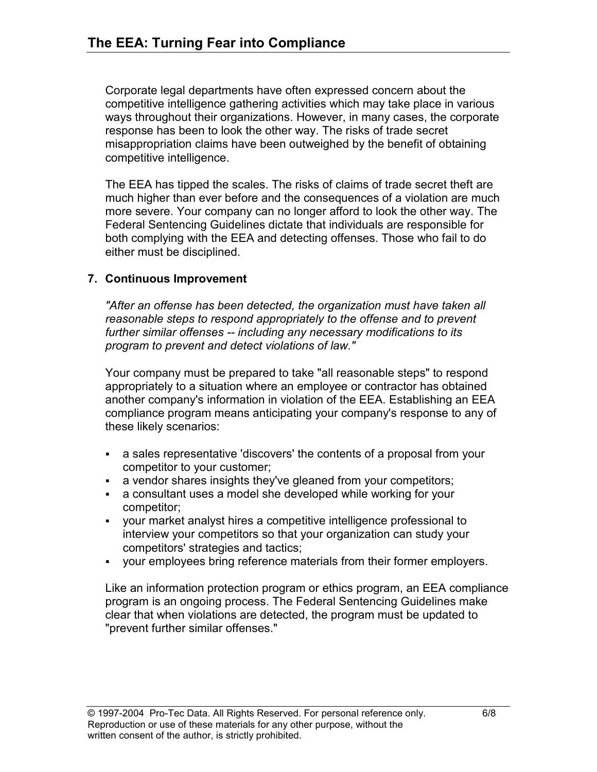Corporate legal departments have often expressed concern about the competitive intelligence gathering activities which may take place in various ways throughout their organizations. However, in many cases, the corporate response has been to look the other way. The risks of trade secret misappropriation claims have been outweighed by the benefit of obtaining competitive intelligence.

The EEA has tipped the scales. The risks of claims of trade secret theft are much higher than ever before and the consequences of a violation are much more severe. Your company can no longer afford to look the other way. The Federal Sentencing Guidelines dictate that individuals are responsible for both complying with the EEA and detecting offenses. Those who fail to do either must be disciplined.

### 7. Continuous Improvement

*"After an offense has been detected, the organization must have taken all reasonable steps to respond appropriately to the offense and to prevent further similar offenses -- including any necessary modifications to its program to prevent and detect violations of law."*

Your company must be prepared to take "all reasonable steps" to respond appropriately to a situation where an employee or contractor has obtained another company's information in violation of the EEA. Establishing an EEA compliance program means anticipating your company's response to any of these likely scenarios:

- a sales representative 'discovers' the contents of a proposal from your competitor to your customer;
- a vendor shares insights they've gleaned from your competitors;
- a consultant uses a model she developed while working for your competitor;
- your market analyst hires a competitive intelligence professional to interview your competitors so that your organization can study your competitors' strategies and tactics;
- your employees bring reference materials from their former employers.

Like an information protection program or ethics program, an EEA compliance program is an ongoing process. The Federal Sentencing Guidelines make clear that when violations are detected, the program must be updated to "prevent further similar offenses."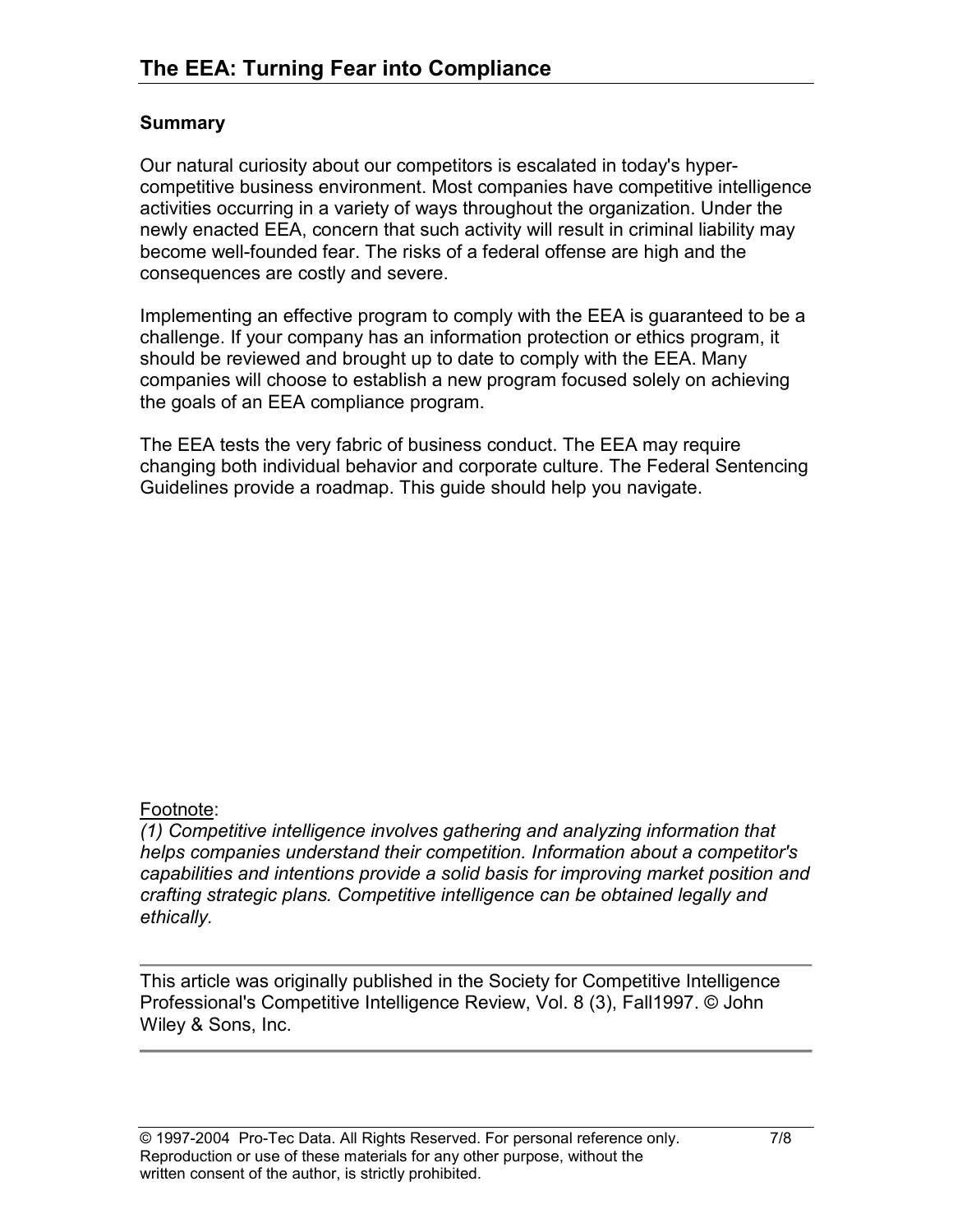## Summary

Our natural curiosity about our competitors is escalated in today's hyper-competitive business environment. Most companies have competitive intelligence activities occurring in a variety of ways throughout the organization. Under the newly enacted EEA, concern that such activity will result in criminal liability may become well-founded fear. The risks of a federal offense are high and the consequences are costly and severe.

Implementing an effective program to comply with the EEA is guaranteed to be a challenge. If your company has an information protection or ethics program, it should be reviewed and brought up to date to comply with the EEA. Many companies will choose to establish a new program focused solely on achieving the goals of an EEA compliance program.

The EEA tests the very fabric of business conduct. The EEA may require changing both individual behavior and corporate culture. The Federal Sentencing Guidelines provide a roadmap. This guide should help you navigate.

Footnote:

*(1) Competitive intelligence involves gathering and analyzing information that helps companies understand their competition. Information about a competitor's capabilities and intentions provide a solid basis for improving market position and crafting strategic plans. Competitive intelligence can be obtained legally and ethically.*

---

This article was originally published in the Society for Competitive Intelligence Professional's Competitive Intelligence Review, Vol. 8 (3), Fall1997. © John Wiley & Sons, Inc.

---

© 1997-2004 Pro-Tec Data. All Rights Reserved. For personal reference only. Reproduction or use of these materials for any other purpose, without the written consent of the author, is strictly prohibited.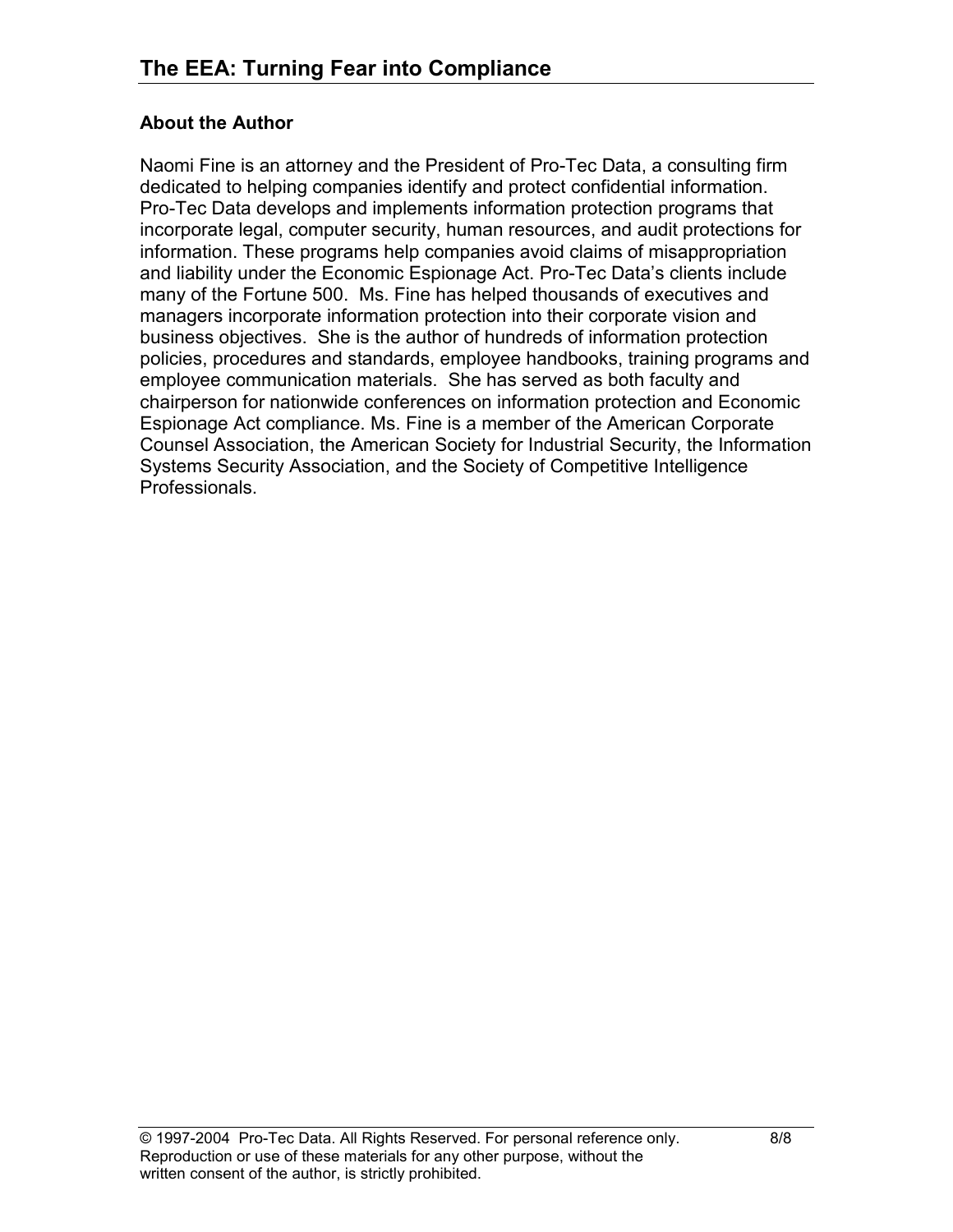**About the Author**

Naomi Fine is an attorney and the President of Pro-Tec Data, a consulting firm dedicated to helping companies identify and protect confidential information. Pro-Tec Data develops and implements information protection programs that incorporate legal, computer security, human resources, and audit protections for information. These programs help companies avoid claims of misappropriation and liability under the Economic Espionage Act. Pro-Tec Data's clients include many of the Fortune 500. Ms. Fine has helped thousands of executives and managers incorporate information protection into their corporate vision and business objectives. She is the author of hundreds of information protection policies, procedures and standards, employee handbooks, training programs and employee communication materials. She has served as both faculty and chairperson for nationwide conferences on information protection and Economic Espionage Act compliance. Ms. Fine is a member of the American Corporate Counsel Association, the American Society for Industrial Security, the Information Systems Security Association, and the Society of Competitive Intelligence Professionals.